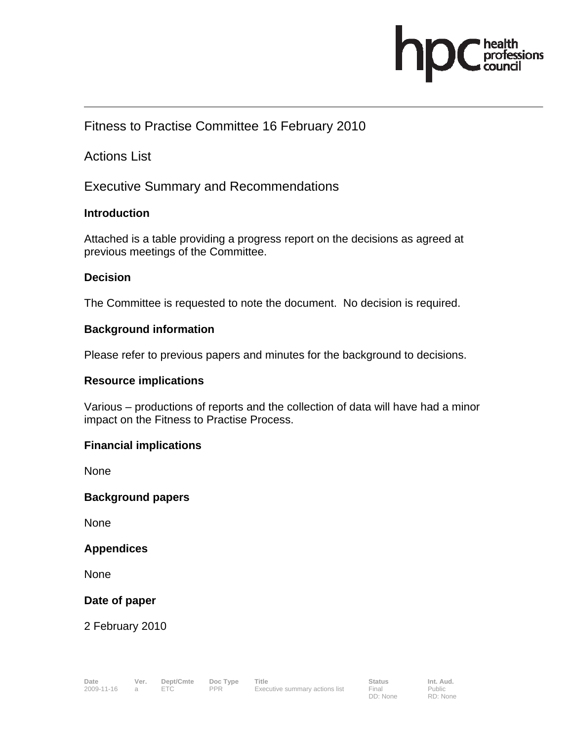# Fitness to Practise Committee 16 February 2010

## Actions List

## Executive Summary and Recommendations

**Introduction**

Attached is a table providing a progress report on the decisions as agreed at previous meetings of the Committee.

**Decision**

The Committee is requested to note the document. No decision is required.

**Background information**

Please refer to previous papers and minutes for the background to decisions.

**Resource implications**

Various – productions of reports and the collection of data will have had a minor impact on the Fitness to Practise Process.

**Financial implications**

None

**Background papers**

None

**Appendices**

None

**Date of paper**

2 February 2010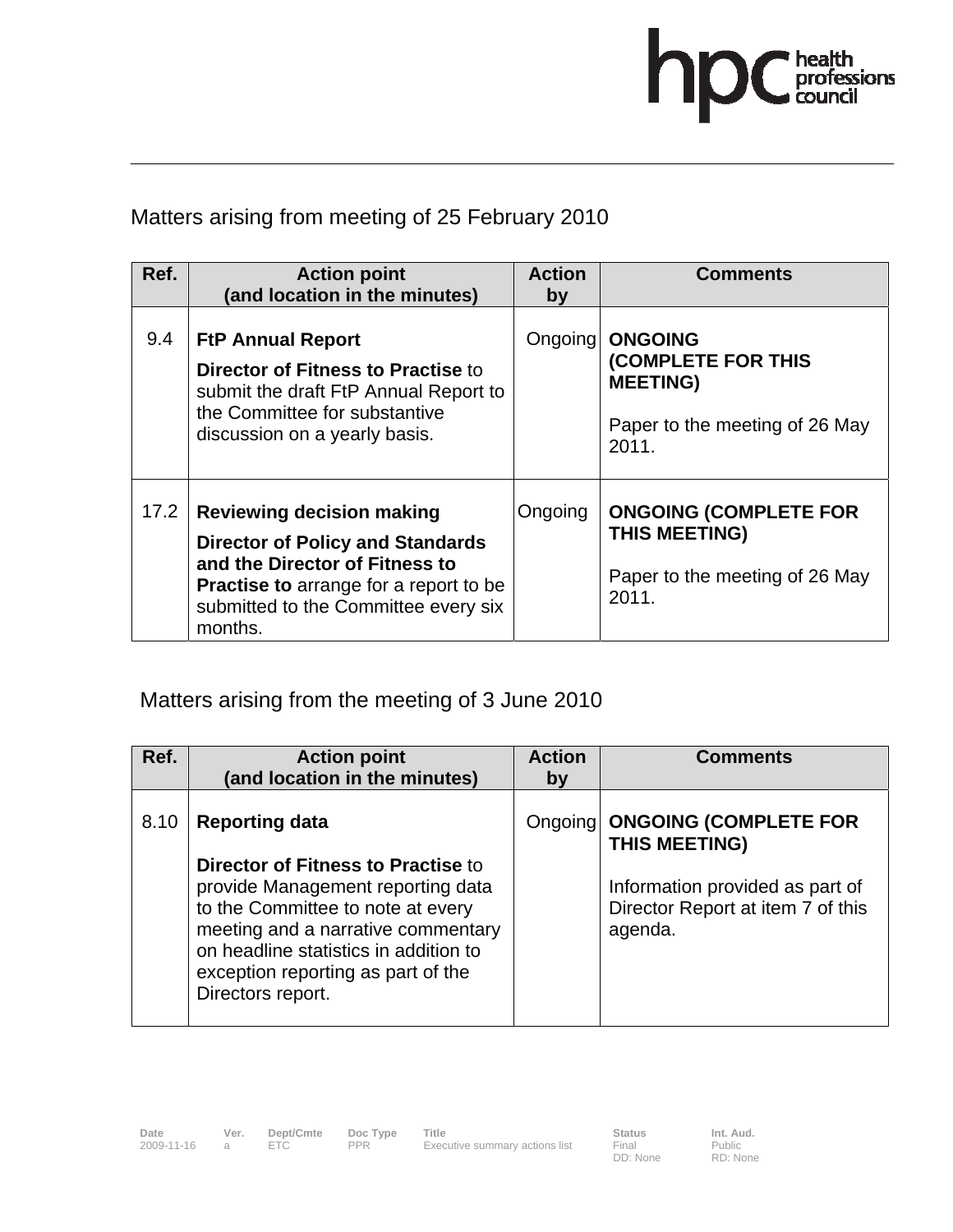Matters arising from meeting of 25 February 2010

| Ref. | Action point (and location in the minutes) | Action by | Comments |
|---|---|---|---|
| 9.4 | **FtP Annual Report**<br>**Director of Fitness to Practise** to submit the draft FtP Annual Report to the Committee for substantive discussion on a yearly basis. | Ongoing | **ONGOING (COMPLETE FOR THIS MEETING)**<br>Paper to the meeting of 26 May 2011. |
| 17.2 | **Reviewing decision making**<br>**Director of Policy and Standards and the Director of Fitness to Practise to** arrange for a report to be submitted to the Committee every six months. | Ongoing | **ONGOING (COMPLETE FOR THIS MEETING)**<br>Paper to the meeting of 26 May 2011. |

Matters arising from the meeting of 3 June 2010

| Ref. | Action point (and location in the minutes) | Action by | Comments |
|---|---|---|---|
| 8.10 | **Reporting data**<br>**Director of Fitness to Practise** to provide Management reporting data to the Committee to note at every meeting and a narrative commentary on headline statistics in addition to exception reporting as part of the Directors report. | Ongoing | **ONGOING (COMPLETE FOR THIS MEETING)**<br>Information provided as part of Director Report at item 7 of this agenda. |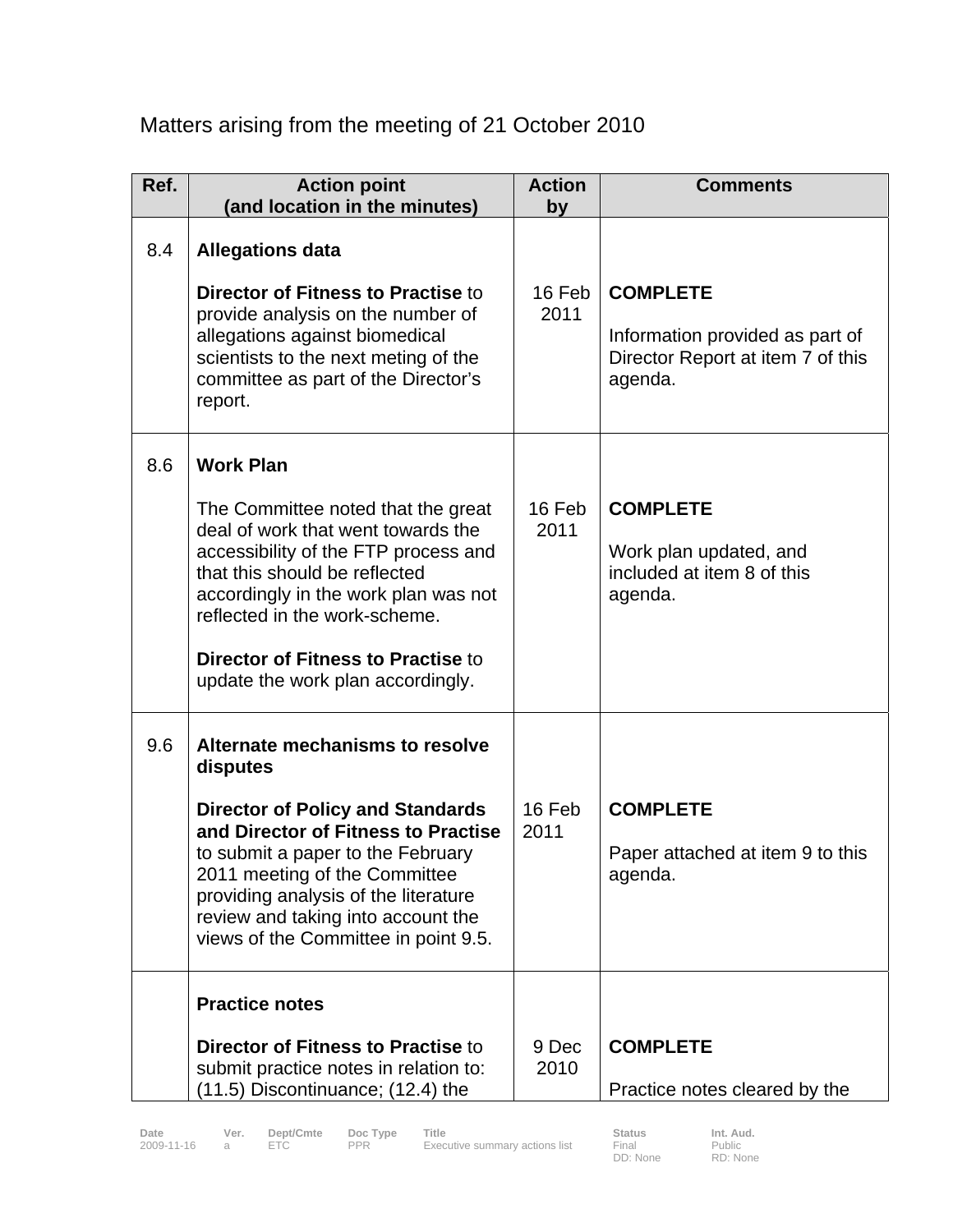Matters arising from the meeting of 21 October 2010

| Ref. | Action point (and location in the minutes) | Action by | Comments |
|---|---|---|---|
| 8.4 | **Allegations data**<br><br>**Director of Fitness to Practise** to provide analysis on the number of allegations against biomedical scientists to the next meting of the committee as part of the Director's report. | 16 Feb 2011 | **COMPLETE**<br><br>Information provided as part of Director Report at item 7 of this agenda. |
| 8.6 | **Work Plan**<br><br>The Committee noted that the great deal of work that went towards the accessibility of the FTP process and that this should be reflected accordingly in the work plan was not reflected in the work-scheme.<br><br>**Director of Fitness to Practise** to update the work plan accordingly. | 16 Feb 2011 | **COMPLETE**<br><br>Work plan updated, and included at item 8 of this agenda. |
| 9.6 | **Alternate mechanisms to resolve disputes**<br><br>**Director of Policy and Standards and Director of Fitness to Practise** to submit a paper to the February 2011 meeting of the Committee providing analysis of the literature review and taking into account the views of the Committee in point 9.5. | 16 Feb 2011 | **COMPLETE**<br><br>Paper attached at item 9 to this agenda. |
| | **Practice notes**<br><br>**Director of Fitness to Practise** to submit practice notes in relation to: (11.5) Discontinuance; (12.4) the | 9 Dec 2010 | **COMPLETE**<br><br>Practice notes cleared by the |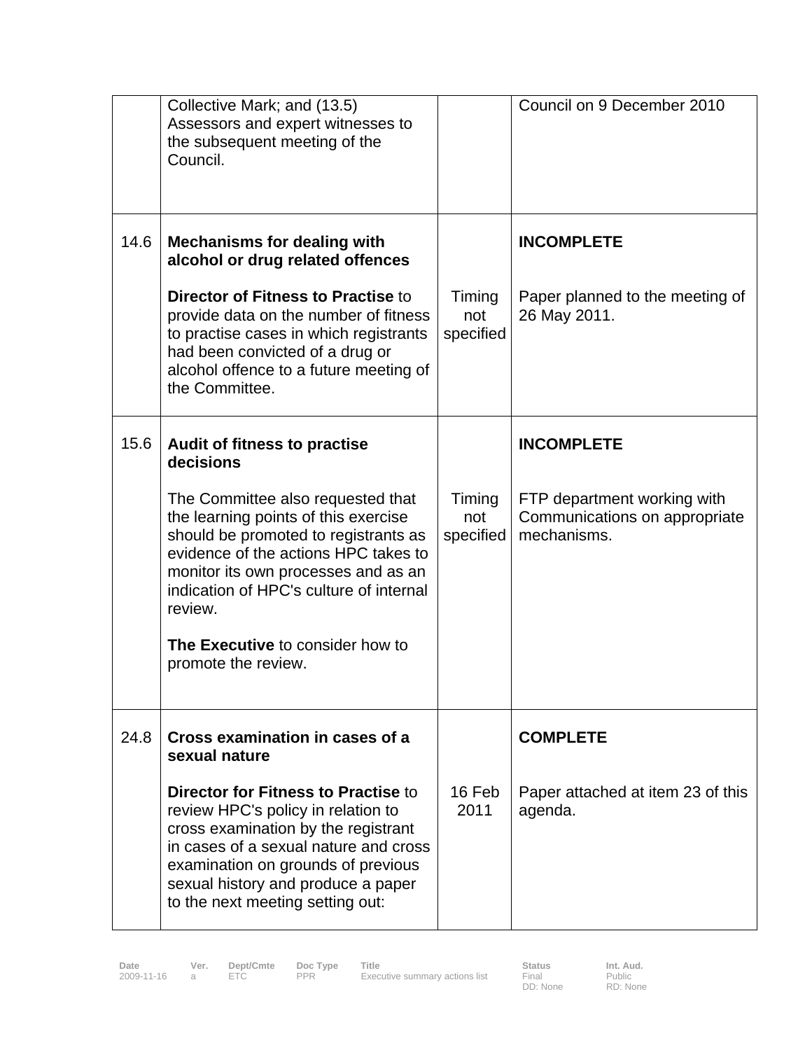| | | | |
|---|---|---|---|
| | Collective Mark; and (13.5) Assessors and expert witnesses to the subsequent meeting of the Council. | | Council on 9 December 2010 |
| 14.6 | **Mechanisms for dealing with alcohol or drug related offences**<br><br>**Director of Fitness to Practise** to provide data on the number of fitness to practise cases in which registrants had been convicted of a drug or alcohol offence to a future meeting of the Committee. | Timing not specified | **INCOMPLETE**<br><br>Paper planned to the meeting of 26 May 2011. |
| 15.6 | **Audit of fitness to practise decisions**<br><br>The Committee also requested that the learning points of this exercise should be promoted to registrants as evidence of the actions HPC takes to monitor its own processes and as an indication of HPC's culture of internal review.<br><br>**The Executive** to consider how to promote the review. | Timing not specified | **INCOMPLETE**<br><br>FTP department working with Communications on appropriate mechanisms. |
| 24.8 | **Cross examination in cases of a sexual nature**<br><br>**Director for Fitness to Practise** to review HPC's policy in relation to cross examination by the registrant in cases of a sexual nature and cross examination on grounds of previous sexual history and produce a paper to the next meeting setting out: | 16 Feb 2011 | **COMPLETE**<br><br>Paper attached at item 23 of this agenda. |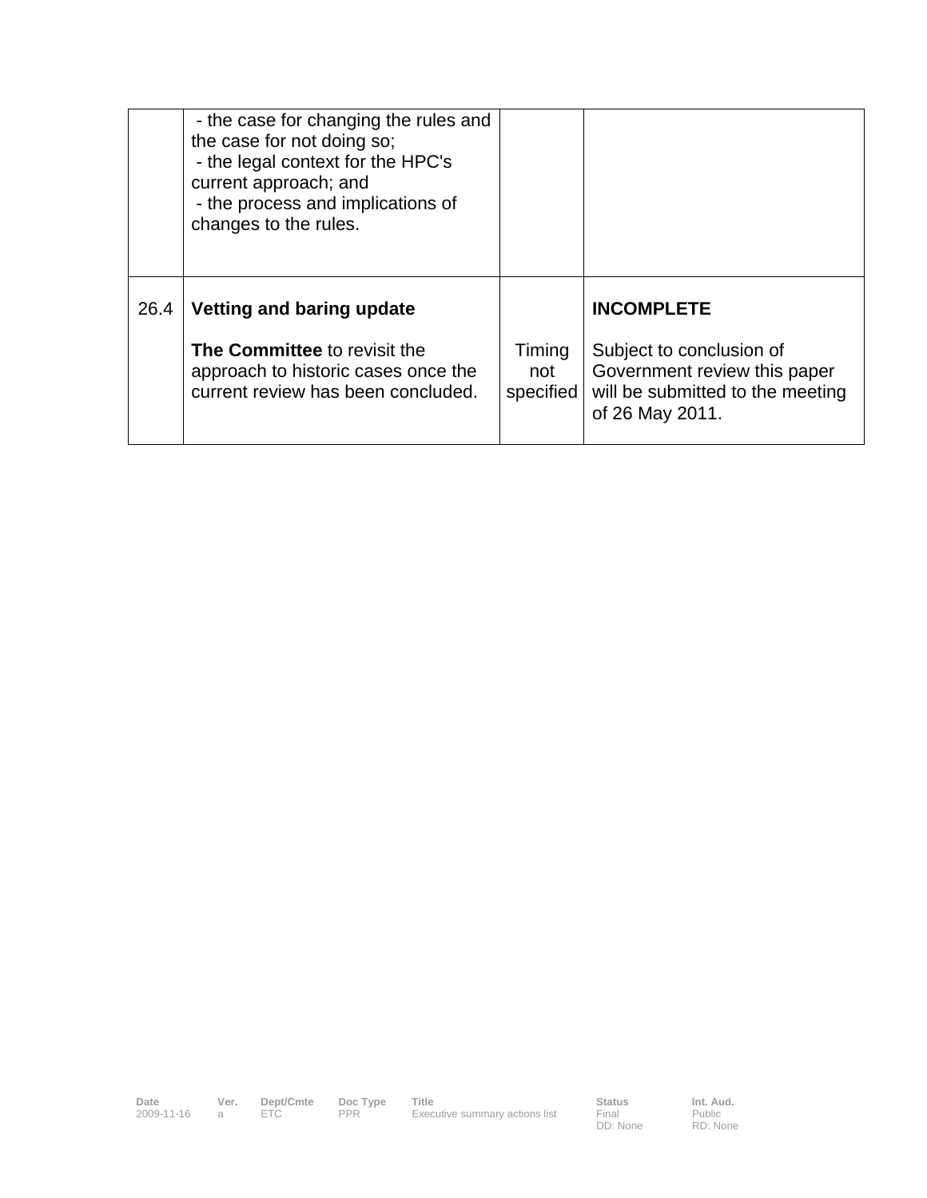| | | | |
|---|---|---|---|
| | - the case for changing the rules and the case for not doing so;<br>- the legal context for the HPC's current approach; and<br>- the process and implications of changes to the rules. | | |
| 26.4 | **Vetting and baring update**<br><br>**The Committee** to revisit the approach to historic cases once the current review has been concluded. | Timing not specified | **INCOMPLETE**<br><br>Subject to conclusion of Government review this paper will be submitted to the meeting of 26 May 2011. |